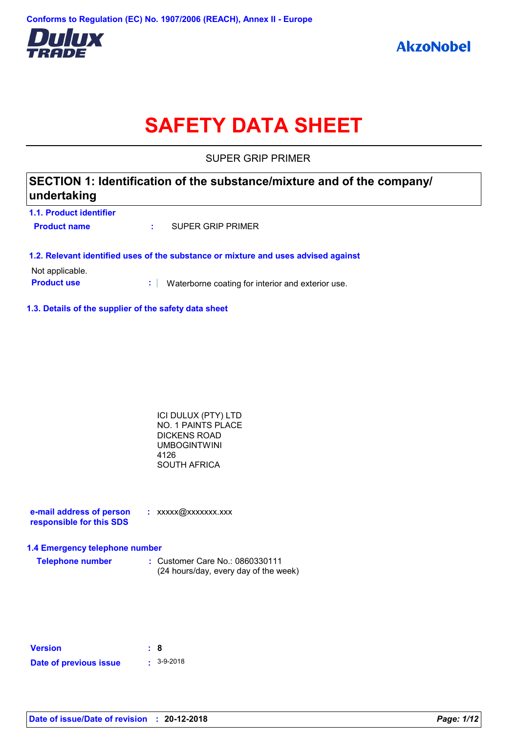Conforms to Regulation (EC) No. 1907/2006 (REACH), Annex II - Europe

Dulux TRADE

AkzoNobel

# SAFETY DATA SHEET

SUPER GRIP PRIMER

## SECTION 1: Identification of the substance/mixture and of the company/ undertaking

### 1.1. Product identifier

**Product name** : SUPER GRIP PRIMER

### 1.2. Relevant identified uses of the substance or mixture and uses advised against

Not applicable.

**Product use** : Waterborne coating for interior and exterior use.

### 1.3. Details of the supplier of the safety data sheet

ICI DULUX (PTY) LTD
NO. 1 PAINTS PLACE
DICKENS ROAD
UMBOGINTWINI
4126
SOUTH AFRICA

**e-mail address of person responsible for this SDS** : xxxxx@xxxxxxx.xxx

### 1.4 Emergency telephone number

**Telephone number** : Customer Care No.: 0860330111
(24 hours/day, every day of the week)

**Version** : 8

**Date of previous issue** : 3-9-2018

**Date of issue/Date of revision** : 20-12-2018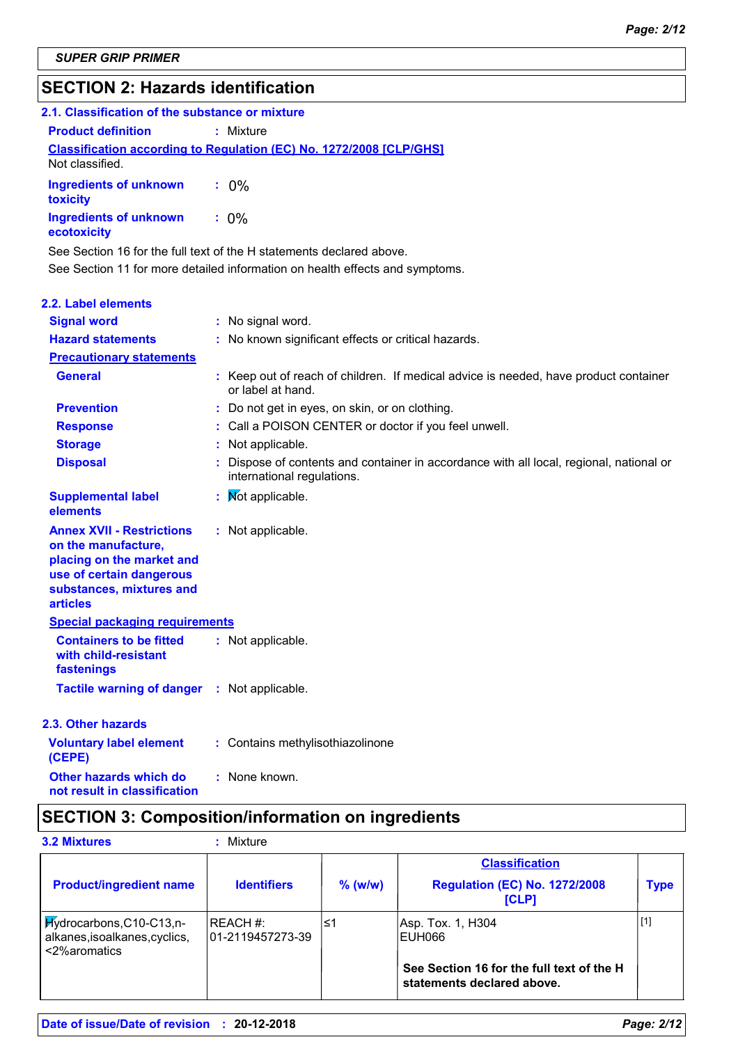SUPER GRIP PRIMER

## SECTION 2: Hazards identification

### 2.1. Classification of the substance or mixture

**Product definition** : Mixture

**Classification according to Regulation (EC) No. 1272/2008 [CLP/GHS]**

Not classified.

**Ingredients of unknown toxicity** : 0%

**Ingredients of unknown ecotoxicity** : 0%

See Section 16 for the full text of the H statements declared above.

See Section 11 for more detailed information on health effects and symptoms.

### 2.2. Label elements

**Signal word** : No signal word.

**Hazard statements** : No known significant effects or critical hazards.

**Precautionary statements**

**General** : Keep out of reach of children. If medical advice is needed, have product container or label at hand.

**Prevention** : Do not get in eyes, on skin, or on clothing.

**Response** : Call a POISON CENTER or doctor if you feel unwell.

**Storage** : Not applicable.

**Disposal** : Dispose of contents and container in accordance with all local, regional, national or international regulations.

**Supplemental label elements** : Not applicable.

**Annex XVII - Restrictions on the manufacture, placing on the market and use of certain dangerous substances, mixtures and articles** : Not applicable.

**Special packaging requirements**

**Containers to be fitted with child-resistant fastenings** : Not applicable.

**Tactile warning of danger** : Not applicable.

### 2.3. Other hazards

**Voluntary label element (CEPE)** : Contains methylisothiazolinone

**Other hazards which do not result in classification** : None known.

## SECTION 3: Composition/information on ingredients

**3.2 Mixtures** : Mixture

| Product/ingredient name | Identifiers | % (w/w) | Classification Regulation (EC) No. 1272/2008 [CLP] | Type |
|---|---|---|---|---|
| Hydrocarbons,C10-C13,n-alkanes,isoalkanes,cyclics, <2%aromatics | REACH #: 01-2119457273-39 | ≤1 | Asp. Tox. 1, H304 EUH066 | [1] |
| | | | **See Section 16 for the full text of the H statements declared above.** | |

**Date of issue/Date of revision** : **20-12-2018**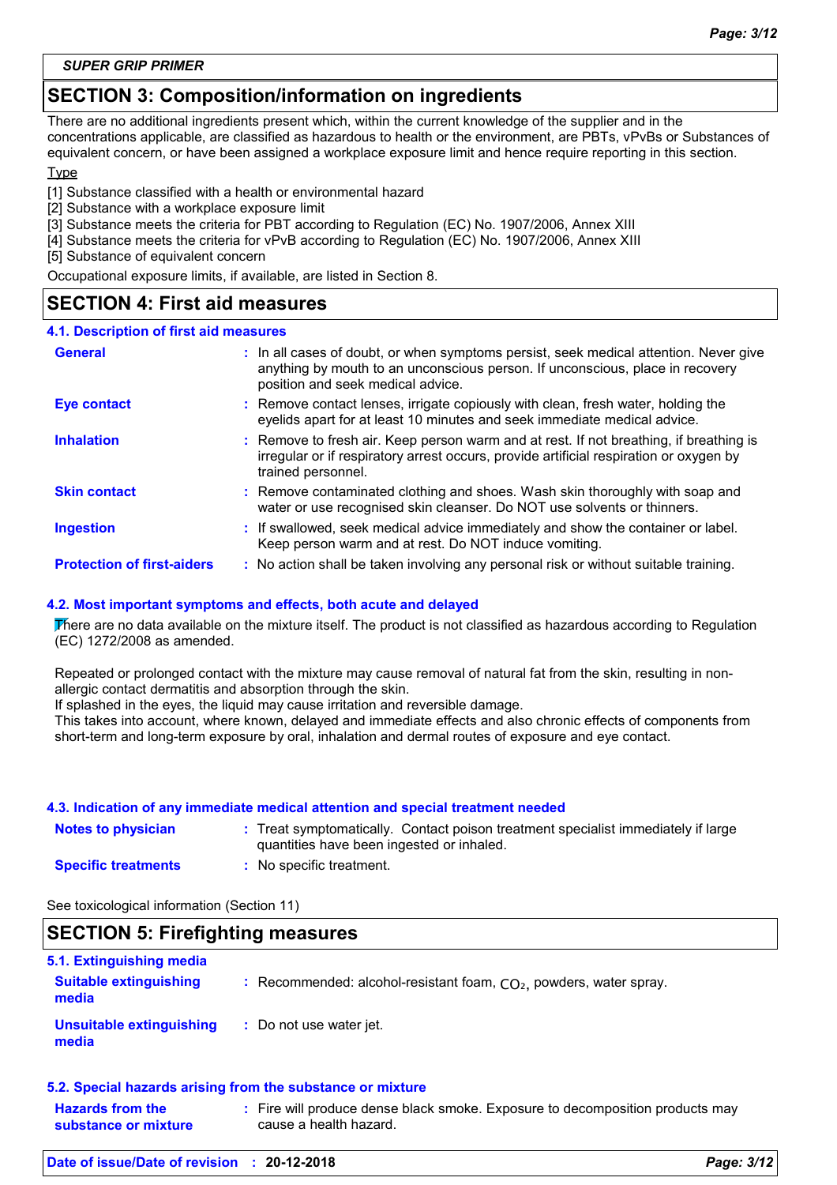SUPER GRIP PRIMER

## SECTION 3: Composition/information on ingredients

There are no additional ingredients present which, within the current knowledge of the supplier and in the concentrations applicable, are classified as hazardous to health or the environment, are PBTs, vPvBs or Substances of equivalent concern, or have been assigned a workplace exposure limit and hence require reporting in this section.

Type

[1] Substance classified with a health or environmental hazard
[2] Substance with a workplace exposure limit
[3] Substance meets the criteria for PBT according to Regulation (EC) No. 1907/2006, Annex XIII
[4] Substance meets the criteria for vPvB according to Regulation (EC) No. 1907/2006, Annex XIII
[5] Substance of equivalent concern

Occupational exposure limits, if available, are listed in Section 8.

## SECTION 4: First aid measures

### 4.1. Description of first aid measures

**General** : In all cases of doubt, or when symptoms persist, seek medical attention. Never give anything by mouth to an unconscious person. If unconscious, place in recovery position and seek medical advice.

**Eye contact** : Remove contact lenses, irrigate copiously with clean, fresh water, holding the eyelids apart for at least 10 minutes and seek immediate medical advice.

**Inhalation** : Remove to fresh air. Keep person warm and at rest. If not breathing, if breathing is irregular or if respiratory arrest occurs, provide artificial respiration or oxygen by trained personnel.

**Skin contact** : Remove contaminated clothing and shoes. Wash skin thoroughly with soap and water or use recognised skin cleanser. Do NOT use solvents or thinners.

**Ingestion** : If swallowed, seek medical advice immediately and show the container or label. Keep person warm and at rest. Do NOT induce vomiting.

**Protection of first-aiders** : No action shall be taken involving any personal risk or without suitable training.

### 4.2. Most important symptoms and effects, both acute and delayed

There are no data available on the mixture itself. The product is not classified as hazardous according to Regulation (EC) 1272/2008 as amended.

Repeated or prolonged contact with the mixture may cause removal of natural fat from the skin, resulting in non-allergic contact dermatitis and absorption through the skin.
If splashed in the eyes, the liquid may cause irritation and reversible damage.
This takes into account, where known, delayed and immediate effects and also chronic effects of components from short-term and long-term exposure by oral, inhalation and dermal routes of exposure and eye contact.

### 4.3. Indication of any immediate medical attention and special treatment needed

**Notes to physician** : Treat symptomatically. Contact poison treatment specialist immediately if large quantities have been ingested or inhaled.

**Specific treatments** : No specific treatment.

See toxicological information (Section 11)

## SECTION 5: Firefighting measures

### 5.1. Extinguishing media

**Suitable extinguishing media** : Recommended: alcohol-resistant foam, $CO_2$, powders, water spray.

**Unsuitable extinguishing media** : Do not use water jet.

### 5.2. Special hazards arising from the substance or mixture

**Hazards from the substance or mixture** : Fire will produce dense black smoke. Exposure to decomposition products may cause a health hazard.

Date of issue/Date of revision : 20-12-2018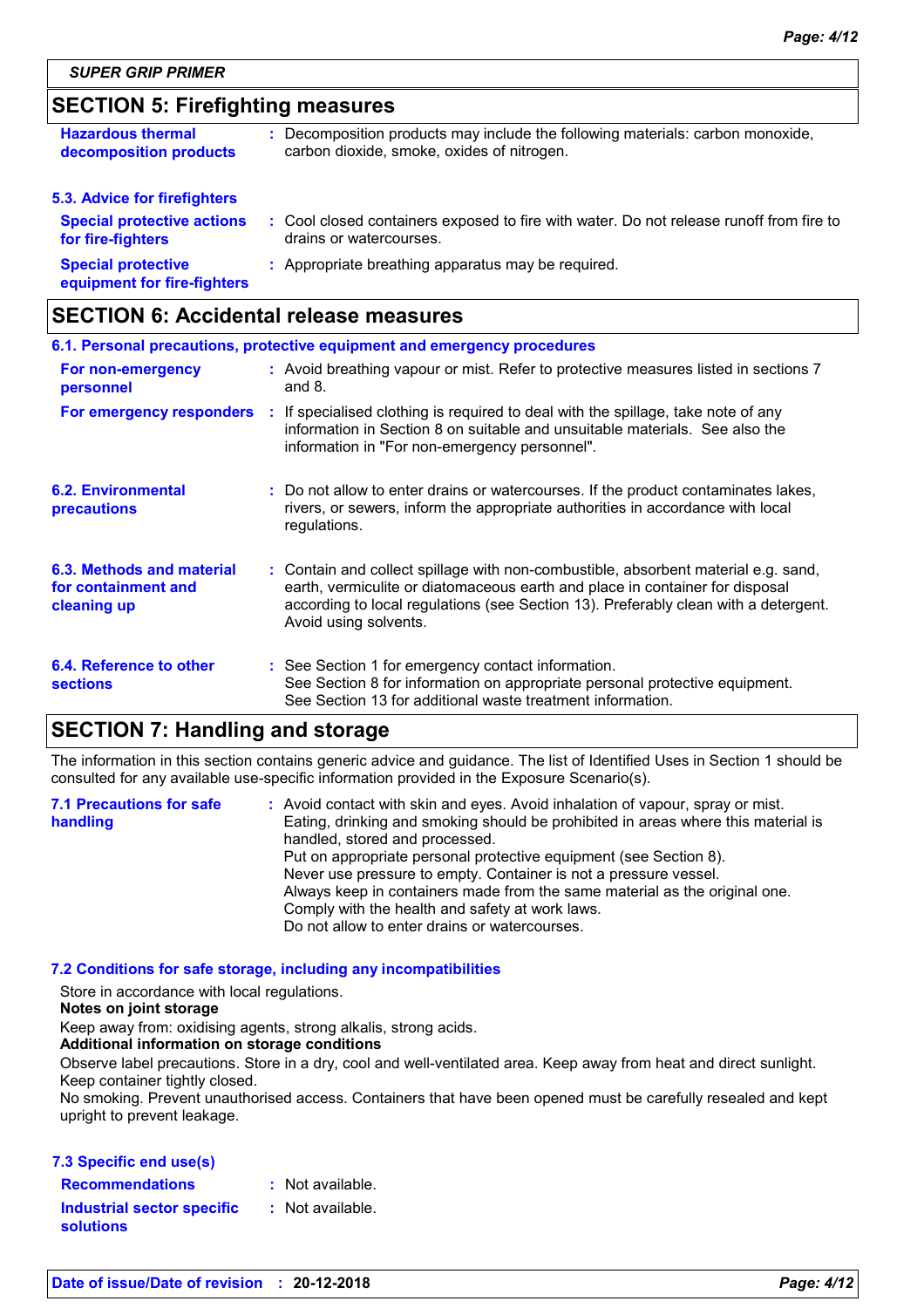SUPER GRIP PRIMER

## SECTION 5: Firefighting measures

**Hazardous thermal decomposition products** : Decomposition products may include the following materials: carbon monoxide, carbon dioxide, smoke, oxides of nitrogen.

### 5.3. Advice for firefighters

**Special protective actions for fire-fighters** : Cool closed containers exposed to fire with water. Do not release runoff from fire to drains or watercourses.

**Special protective equipment for fire-fighters** : Appropriate breathing apparatus may be required.

## SECTION 6: Accidental release measures

### 6.1. Personal precautions, protective equipment and emergency procedures

**For non-emergency personnel** : Avoid breathing vapour or mist. Refer to protective measures listed in sections 7 and 8.

**For emergency responders** : If specialised clothing is required to deal with the spillage, take note of any information in Section 8 on suitable and unsuitable materials. See also the information in "For non-emergency personnel".

**6.2. Environmental precautions** : Do not allow to enter drains or watercourses. If the product contaminates lakes, rivers, or sewers, inform the appropriate authorities in accordance with local regulations.

**6.3. Methods and material for containment and cleaning up** : Contain and collect spillage with non-combustible, absorbent material e.g. sand, earth, vermiculite or diatomaceous earth and place in container for disposal according to local regulations (see Section 13). Preferably clean with a detergent. Avoid using solvents.

**6.4. Reference to other sections** : See Section 1 for emergency contact information.
See Section 8 for information on appropriate personal protective equipment.
See Section 13 for additional waste treatment information.

## SECTION 7: Handling and storage

The information in this section contains generic advice and guidance. The list of Identified Uses in Section 1 should be consulted for any available use-specific information provided in the Exposure Scenario(s).

**7.1 Precautions for safe handling** : Avoid contact with skin and eyes. Avoid inhalation of vapour, spray or mist.
Eating, drinking and smoking should be prohibited in areas where this material is handled, stored and processed.
Put on appropriate personal protective equipment (see Section 8).
Never use pressure to empty. Container is not a pressure vessel.
Always keep in containers made from the same material as the original one.
Comply with the health and safety at work laws.
Do not allow to enter drains or watercourses.

### 7.2 Conditions for safe storage, including any incompatibilities

Store in accordance with local regulations.

**Notes on joint storage**

Keep away from: oxidising agents, strong alkalis, strong acids.

**Additional information on storage conditions**

Observe label precautions. Store in a dry, cool and well-ventilated area. Keep away from heat and direct sunlight. Keep container tightly closed.
No smoking. Prevent unauthorised access. Containers that have been opened must be carefully resealed and kept upright to prevent leakage.

### 7.3 Specific end use(s)

**Recommendations** : Not available.

**Industrial sector specific solutions** : Not available.

**Date of issue/Date of revision** : **20-12-2018**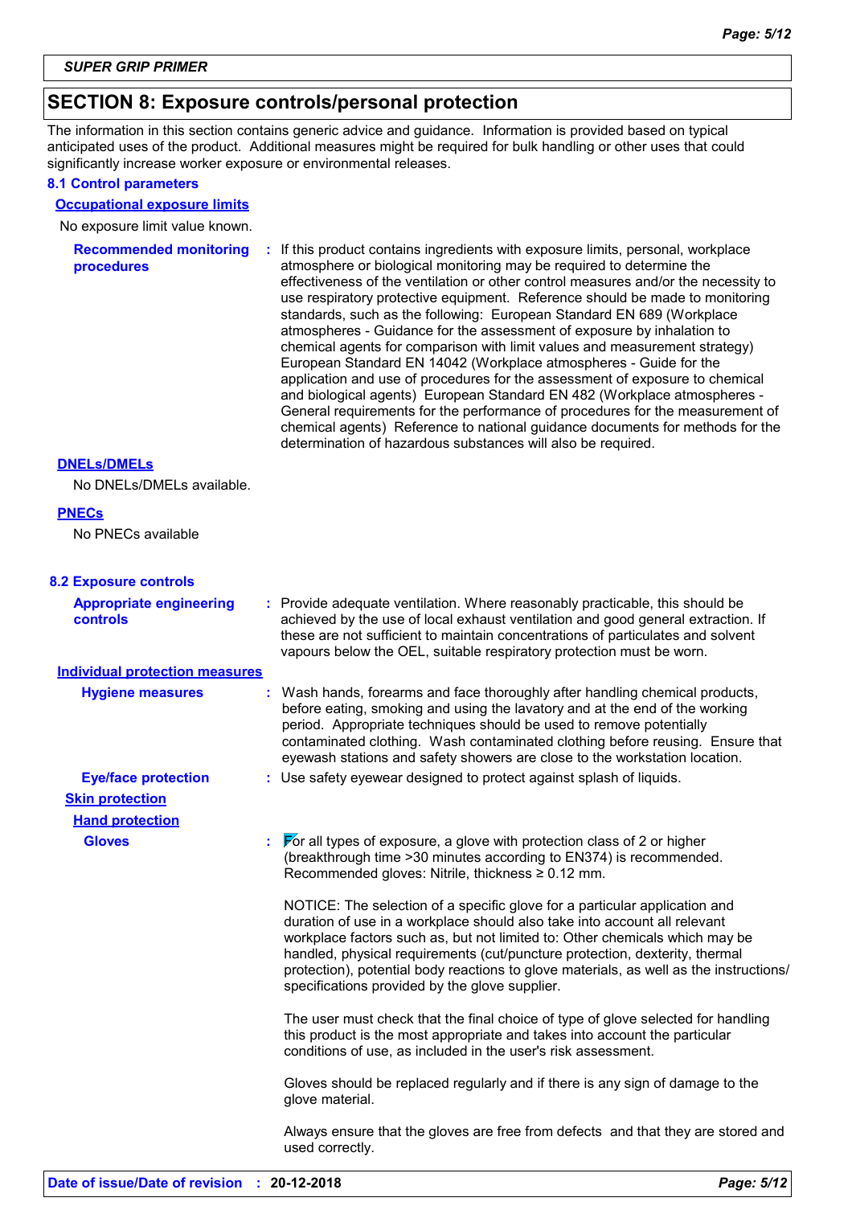SUPER GRIP PRIMER

## SECTION 8: Exposure controls/personal protection

The information in this section contains generic advice and guidance. Information is provided based on typical anticipated uses of the product. Additional measures might be required for bulk handling or other uses that could significantly increase worker exposure or environmental releases.

### 8.1 Control parameters

**Occupational exposure limits**

No exposure limit value known.

**Recommended monitoring procedures** : If this product contains ingredients with exposure limits, personal, workplace atmosphere or biological monitoring may be required to determine the effectiveness of the ventilation or other control measures and/or the necessity to use respiratory protective equipment. Reference should be made to monitoring standards, such as the following: European Standard EN 689 (Workplace atmospheres - Guidance for the assessment of exposure by inhalation to chemical agents for comparison with limit values and measurement strategy) European Standard EN 14042 (Workplace atmospheres - Guide for the application and use of procedures for the assessment of exposure to chemical and biological agents) European Standard EN 482 (Workplace atmospheres - General requirements for the performance of procedures for the measurement of chemical agents) Reference to national guidance documents for methods for the determination of hazardous substances will also be required.

**DNELs/DMELs**

No DNELs/DMELs available.

**PNECs**

No PNECs available

### 8.2 Exposure controls

**Appropriate engineering controls** : Provide adequate ventilation. Where reasonably practicable, this should be achieved by the use of local exhaust ventilation and good general extraction. If these are not sufficient to maintain concentrations of particulates and solvent vapours below the OEL, suitable respiratory protection must be worn.

**Individual protection measures**

**Hygiene measures** : Wash hands, forearms and face thoroughly after handling chemical products, before eating, smoking and using the lavatory and at the end of the working period. Appropriate techniques should be used to remove potentially contaminated clothing. Wash contaminated clothing before reusing. Ensure that eyewash stations and safety showers are close to the workstation location.

**Eye/face protection** : Use safety eyewear designed to protect against splash of liquids.

**Skin protection**

**Hand protection**

**Gloves** : For all types of exposure, a glove with protection class of 2 or higher (breakthrough time >30 minutes according to EN374) is recommended. Recommended gloves: Nitrile, thickness ≥ 0.12 mm.

NOTICE: The selection of a specific glove for a particular application and duration of use in a workplace should also take into account all relevant workplace factors such as, but not limited to: Other chemicals which may be handled, physical requirements (cut/puncture protection, dexterity, thermal protection), potential body reactions to glove materials, as well as the instructions/specifications provided by the glove supplier.

The user must check that the final choice of type of glove selected for handling this product is the most appropriate and takes into account the particular conditions of use, as included in the user's risk assessment.

Gloves should be replaced regularly and if there is any sign of damage to the glove material.

Always ensure that the gloves are free from defects and that they are stored and used correctly.

**Date of issue/Date of revision** : **20-12-2018**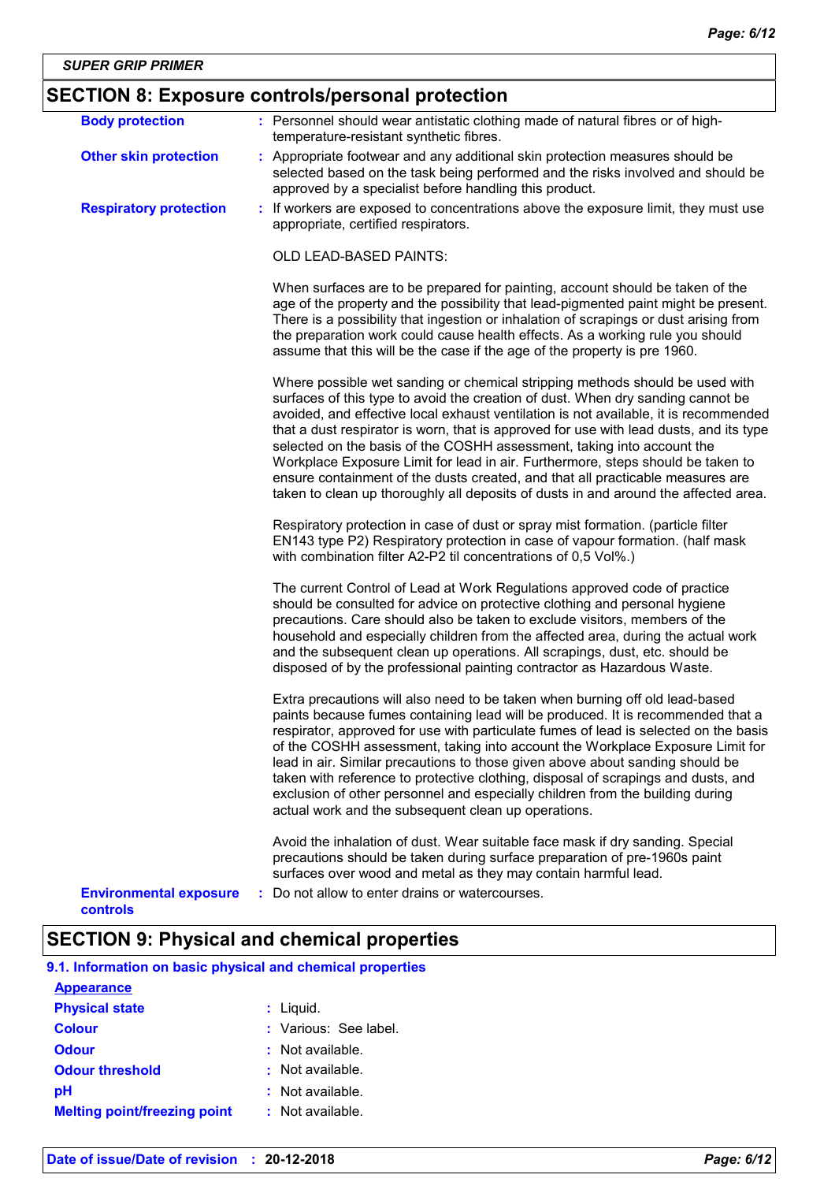SUPER GRIP PRIMER

## SECTION 8: Exposure controls/personal protection

**Body protection** : Personnel should wear antistatic clothing made of natural fibres or of high-temperature-resistant synthetic fibres.

**Other skin protection** : Appropriate footwear and any additional skin protection measures should be selected based on the task being performed and the risks involved and should be approved by a specialist before handling this product.

**Respiratory protection** : If workers are exposed to concentrations above the exposure limit, they must use appropriate, certified respirators.

OLD LEAD-BASED PAINTS:

When surfaces are to be prepared for painting, account should be taken of the age of the property and the possibility that lead-pigmented paint might be present. There is a possibility that ingestion or inhalation of scrapings or dust arising from the preparation work could cause health effects. As a working rule you should assume that this will be the case if the age of the property is pre 1960.

Where possible wet sanding or chemical stripping methods should be used with surfaces of this type to avoid the creation of dust. When dry sanding cannot be avoided, and effective local exhaust ventilation is not available, it is recommended that a dust respirator is worn, that is approved for use with lead dusts, and its type selected on the basis of the COSHH assessment, taking into account the Workplace Exposure Limit for lead in air. Furthermore, steps should be taken to ensure containment of the dusts created, and that all practicable measures are taken to clean up thoroughly all deposits of dusts in and around the affected area.

Respiratory protection in case of dust or spray mist formation. (particle filter EN143 type P2) Respiratory protection in case of vapour formation. (half mask with combination filter A2-P2 til concentrations of 0,5 Vol%.)

The current Control of Lead at Work Regulations approved code of practice should be consulted for advice on protective clothing and personal hygiene precautions. Care should also be taken to exclude visitors, members of the household and especially children from the affected area, during the actual work and the subsequent clean up operations. All scrapings, dust, etc. should be disposed of by the professional painting contractor as Hazardous Waste.

Extra precautions will also need to be taken when burning off old lead-based paints because fumes containing lead will be produced. It is recommended that a respirator, approved for use with particulate fumes of lead is selected on the basis of the COSHH assessment, taking into account the Workplace Exposure Limit for lead in air. Similar precautions to those given above about sanding should be taken with reference to protective clothing, disposal of scrapings and dusts, and exclusion of other personnel and especially children from the building during actual work and the subsequent clean up operations.

Avoid the inhalation of dust. Wear suitable face mask if dry sanding. Special precautions should be taken during surface preparation of pre-1960s paint surfaces over wood and metal as they may contain harmful lead.

**Environmental exposure controls** : Do not allow to enter drains or watercourses.

## SECTION 9: Physical and chemical properties

### 9.1. Information on basic physical and chemical properties

**Appearance**

**Physical state** : Liquid.

**Colour** : Various: See label.

**Odour** : Not available.

**Odour threshold** : Not available.

**pH** : Not available.

**Melting point/freezing point** : Not available.

Date of issue/Date of revision : 20-12-2018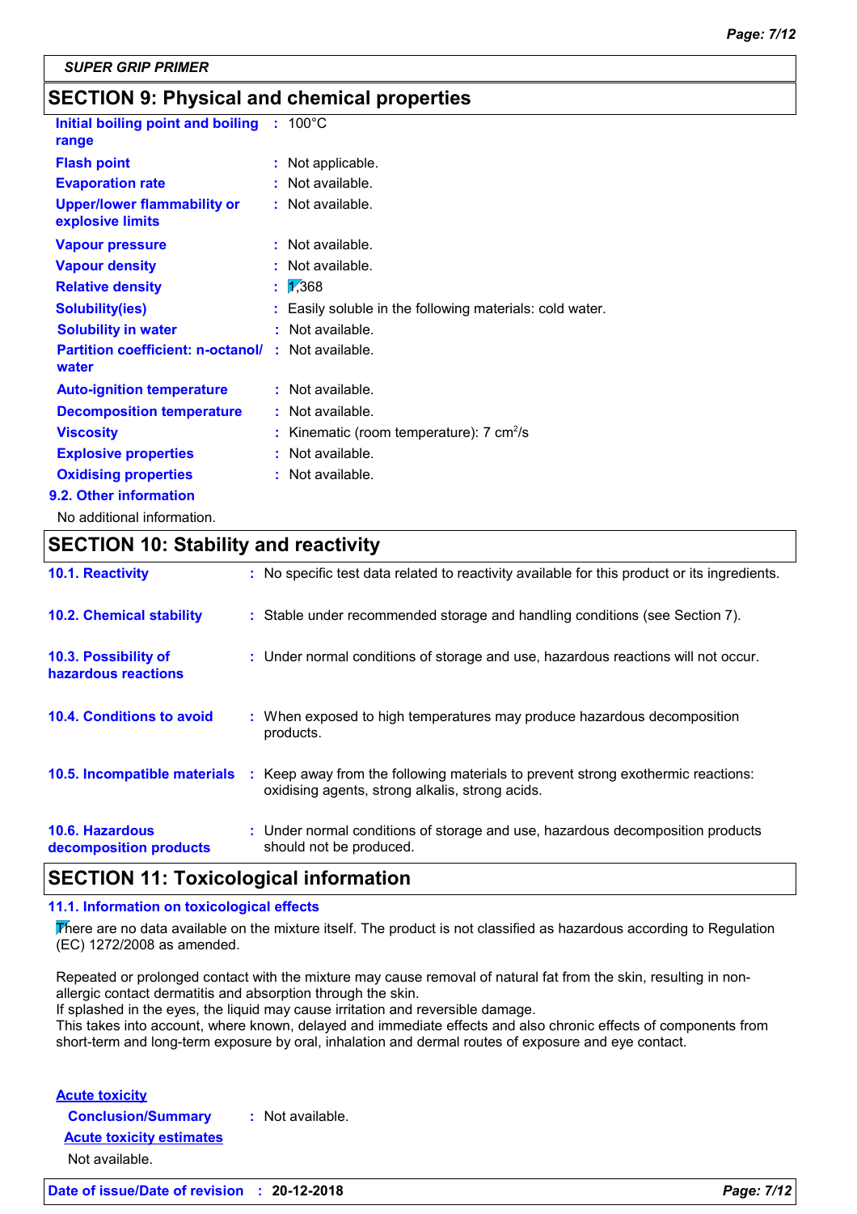*SUPER GRIP PRIMER*

## SECTION 9: Physical and chemical properties

| | |
|---|---|
| **Initial boiling point and boiling range** | : 100°C |
| **Flash point** | : Not applicable. |
| **Evaporation rate** | : Not available. |
| **Upper/lower flammability or explosive limits** | : Not available. |
| **Vapour pressure** | : Not available. |
| **Vapour density** | : Not available. |
| **Relative density** | : 1,368 |
| **Solubility(ies)** | : Easily soluble in the following materials: cold water. |
| **Solubility in water** | : Not available. |
| **Partition coefficient: n-octanol/ water** | : Not available. |
| **Auto-ignition temperature** | : Not available. |
| **Decomposition temperature** | : Not available. |
| **Viscosity** | : Kinematic (room temperature): 7 $cm^2/s$ |
| **Explosive properties** | : Not available. |
| **Oxidising properties** | : Not available. |

### 9.2. Other information

No additional information.

## SECTION 10: Stability and reactivity

| | |
|---|---|
| **10.1. Reactivity** | : No specific test data related to reactivity available for this product or its ingredients. |
| **10.2. Chemical stability** | : Stable under recommended storage and handling conditions (see Section 7). |
| **10.3. Possibility of hazardous reactions** | : Under normal conditions of storage and use, hazardous reactions will not occur. |
| **10.4. Conditions to avoid** | : When exposed to high temperatures may produce hazardous decomposition products. |
| **10.5. Incompatible materials** | : Keep away from the following materials to prevent strong exothermic reactions: oxidising agents, strong alkalis, strong acids. |
| **10.6. Hazardous decomposition products** | : Under normal conditions of storage and use, hazardous decomposition products should not be produced. |

## SECTION 11: Toxicological information

### 11.1. Information on toxicological effects

There are no data available on the mixture itself. The product is not classified as hazardous according to Regulation (EC) 1272/2008 as amended.

Repeated or prolonged contact with the mixture may cause removal of natural fat from the skin, resulting in non-allergic contact dermatitis and absorption through the skin.
If splashed in the eyes, the liquid may cause irritation and reversible damage.
This takes into account, where known, delayed and immediate effects and also chronic effects of components from short-term and long-term exposure by oral, inhalation and dermal routes of exposure and eye contact.

**Acute toxicity**

**Conclusion/Summary** : Not available.

**Acute toxicity estimates**

Not available.

**Date of issue/Date of revision** : **20-12-2018**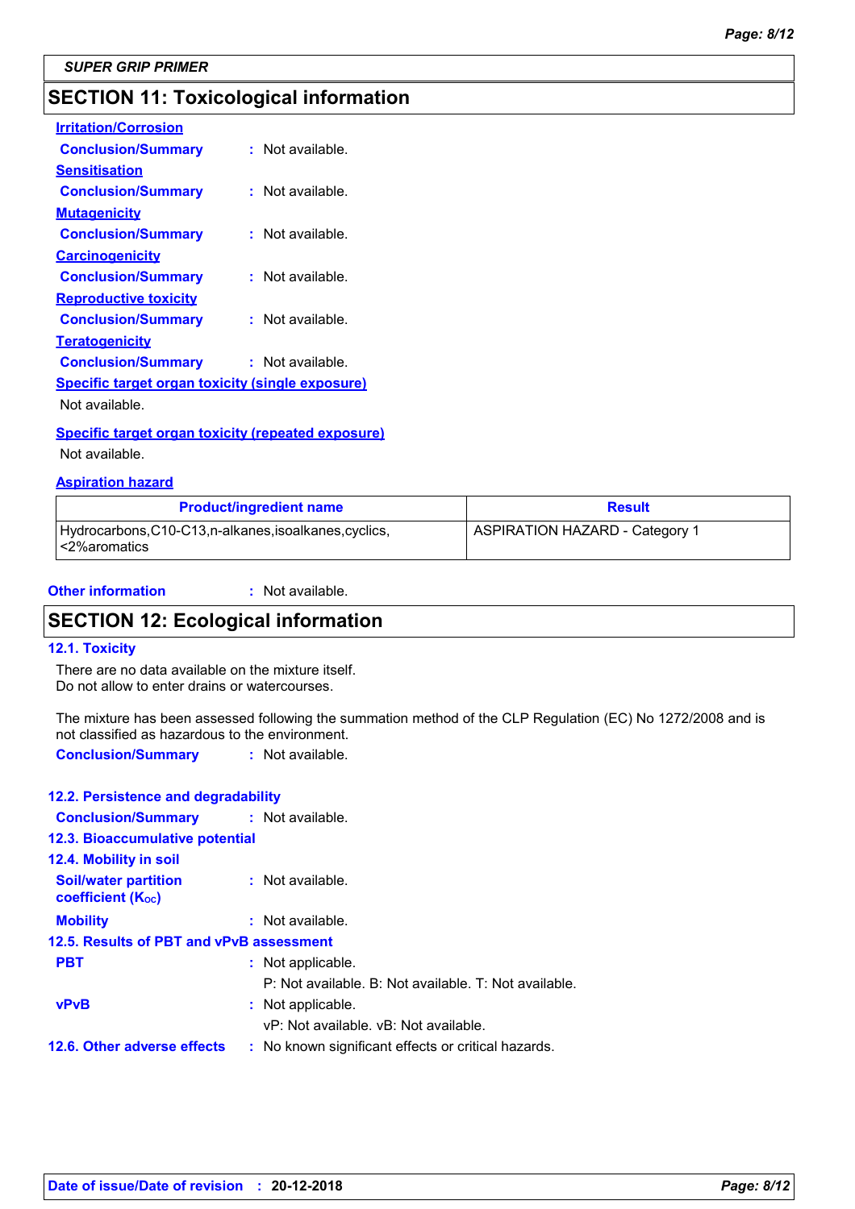SUPER GRIP PRIMER

## SECTION 11: Toxicological information

**Irritation/Corrosion**

**Conclusion/Summary** : Not available.

**Sensitisation**

**Conclusion/Summary** : Not available.

**Mutagenicity**

**Conclusion/Summary** : Not available.

**Carcinogenicity**

**Conclusion/Summary** : Not available.

**Reproductive toxicity**

**Conclusion/Summary** : Not available.

**Teratogenicity**

**Conclusion/Summary** : Not available.

**Specific target organ toxicity (single exposure)**

Not available.

**Specific target organ toxicity (repeated exposure)**

Not available.

**Aspiration hazard**

| Product/ingredient name | Result |
|---|---|
| Hydrocarbons,C10-C13,n-alkanes,isoalkanes,cyclics, <2%aromatics | ASPIRATION HAZARD - Category 1 |

**Other information** : Not available.

## SECTION 12: Ecological information

### 12.1. Toxicity

There are no data available on the mixture itself.
Do not allow to enter drains or watercourses.

The mixture has been assessed following the summation method of the CLP Regulation (EC) No 1272/2008 and is not classified as hazardous to the environment.

**Conclusion/Summary** : Not available.

### 12.2. Persistence and degradability

**Conclusion/Summary** : Not available.

### 12.3. Bioaccumulative potential

### 12.4. Mobility in soil

**Soil/water partition coefficient ($K_{OC}$)** : Not available.

**Mobility** : Not available.

### 12.5. Results of PBT and vPvB assessment

**PBT** : Not applicable.
P: Not available. B: Not available. T: Not available.

**vPvB** : Not applicable.
vP: Not available. vB: Not available.

### 12.6. Other adverse effects

: No known significant effects or critical hazards.

**Date of issue/Date of revision** : 20-12-2018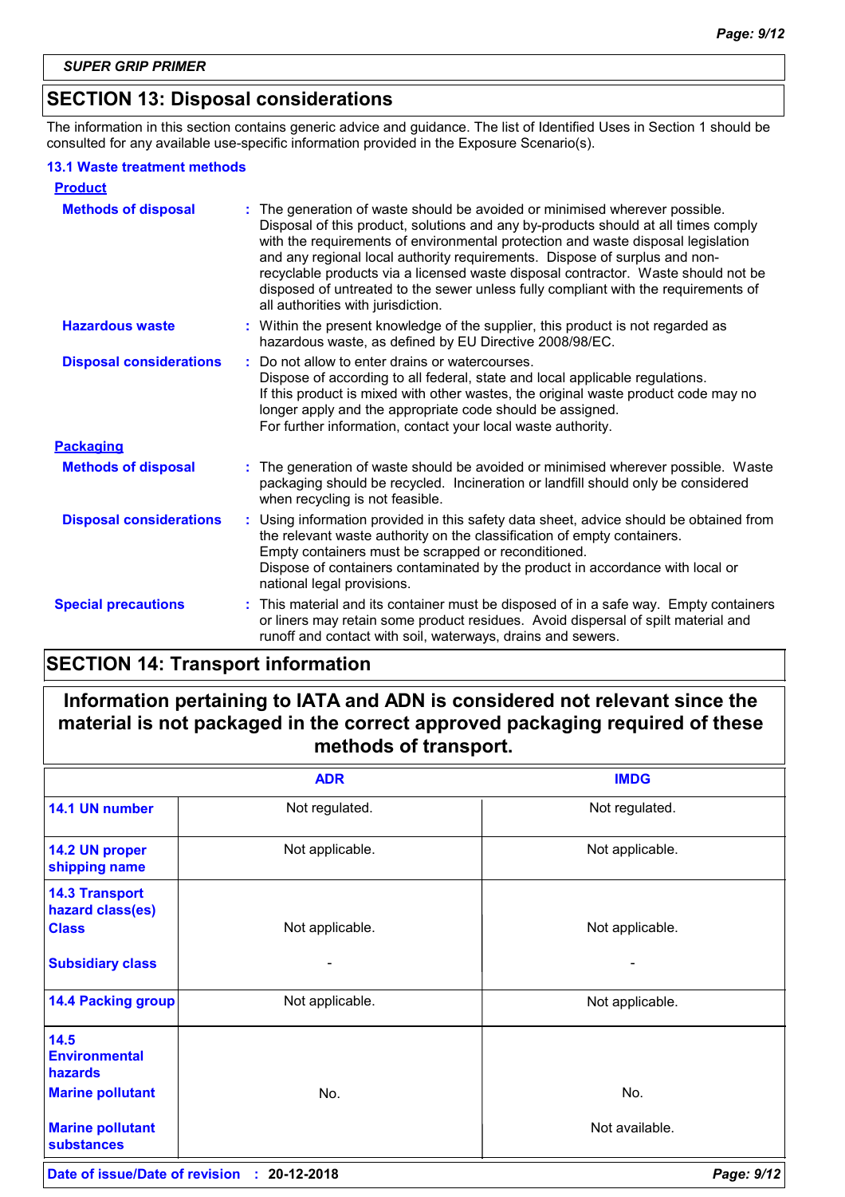## SECTION 13: Disposal considerations

The information in this section contains generic advice and guidance. The list of Identified Uses in Section 1 should be consulted for any available use-specific information provided in the Exposure Scenario(s).

### 13.1 Waste treatment methods

**Product**

**Methods of disposal** : The generation of waste should be avoided or minimised wherever possible. Disposal of this product, solutions and any by-products should at all times comply with the requirements of environmental protection and waste disposal legislation and any regional local authority requirements. Dispose of surplus and non-recyclable products via a licensed waste disposal contractor. Waste should not be disposed of untreated to the sewer unless fully compliant with the requirements of all authorities with jurisdiction.

**Hazardous waste** : Within the present knowledge of the supplier, this product is not regarded as hazardous waste, as defined by EU Directive 2008/98/EC.

**Disposal considerations** : Do not allow to enter drains or watercourses.
Dispose of according to all federal, state and local applicable regulations.
If this product is mixed with other wastes, the original waste product code may no longer apply and the appropriate code should be assigned.
For further information, contact your local waste authority.

**Packaging**

**Methods of disposal** : The generation of waste should be avoided or minimised wherever possible. Waste packaging should be recycled. Incineration or landfill should only be considered when recycling is not feasible.

**Disposal considerations** : Using information provided in this safety data sheet, advice should be obtained from the relevant waste authority on the classification of empty containers.
Empty containers must be scrapped or reconditioned.
Dispose of containers contaminated by the product in accordance with local or national legal provisions.

**Special precautions** : This material and its container must be disposed of in a safe way. Empty containers or liners may retain some product residues. Avoid dispersal of spilt material and runoff and contact with soil, waterways, drains and sewers.

## SECTION 14: Transport information

**Information pertaining to IATA and ADN is considered not relevant since the material is not packaged in the correct approved packaging required of these methods of transport.**

| | ADR | IMDG |
|---|---|---|
| **14.1 UN number** | Not regulated. | Not regulated. |
| **14.2 UN proper shipping name** | Not applicable. | Not applicable. |
| **14.3 Transport hazard class(es)** **Class** | Not applicable. | Not applicable. |
| **Subsidiary class** | - | - |
| **14.4 Packing group** | Not applicable. | Not applicable. |
| **14.5 Environmental hazards** **Marine pollutant** | No. | No. |
| **Marine pollutant substances** | | Not available. |

**Date of issue/Date of revision** : 20-12-2018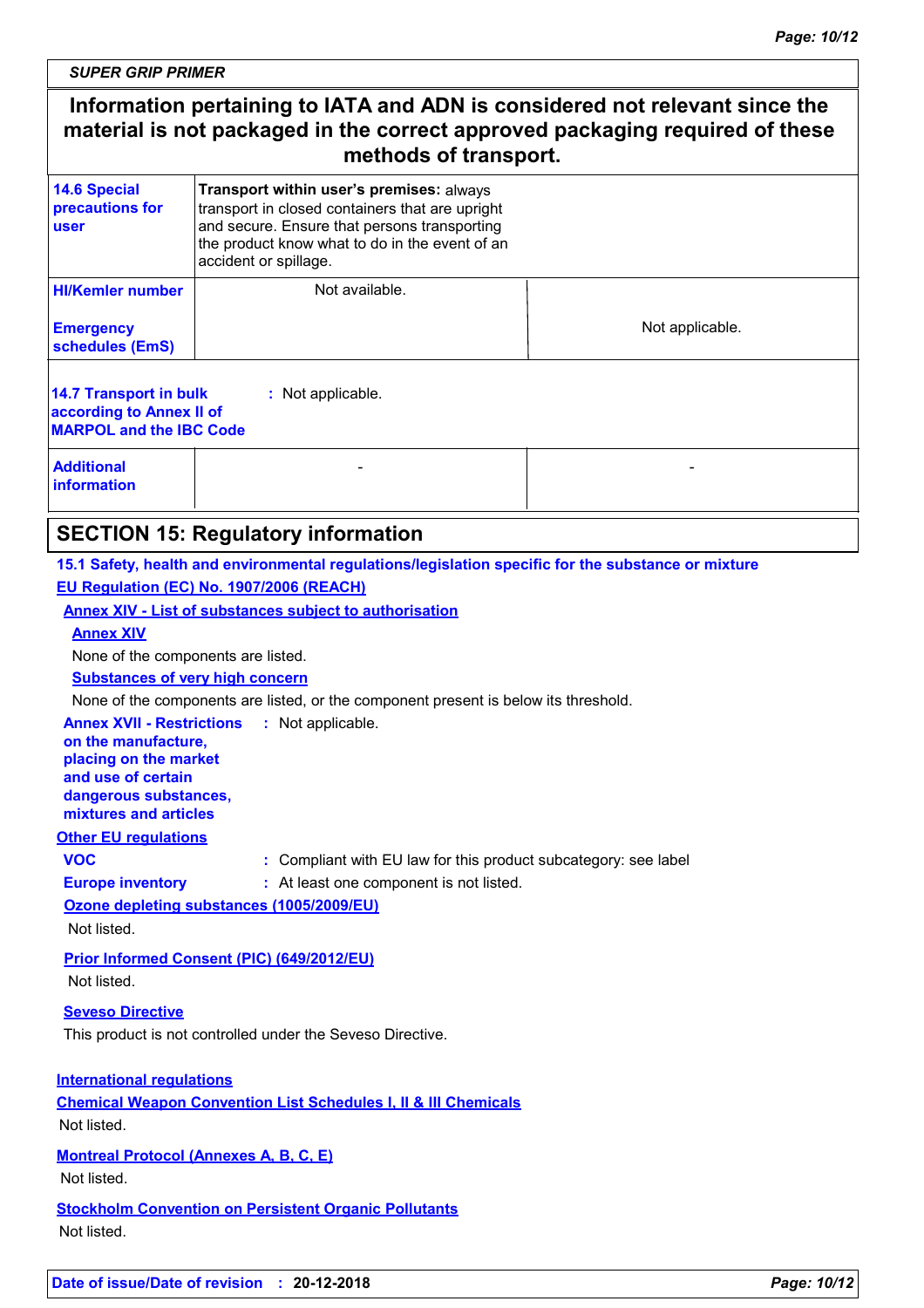SUPER GRIP PRIMER

**Information pertaining to IATA and ADN is considered not relevant since the material is not packaged in the correct approved packaging required of these methods of transport.**

| | | |
|---|---|---|
| **14.6 Special precautions for user** | **Transport within user's premises:** always transport in closed containers that are upright and secure. Ensure that persons transporting the product know what to do in the event of an accident or spillage. | |
| **HI/Kemler number** | Not available. | |
| **Emergency schedules (EmS)** | | Not applicable. |

**14.7 Transport in bulk according to Annex II of MARPOL and the IBC Code** : Not applicable.

| | | |
|---|---|---|
| **Additional information** | - | - |

## SECTION 15: Regulatory information

**15.1 Safety, health and environmental regulations/legislation specific for the substance or mixture**

**EU Regulation (EC) No. 1907/2006 (REACH)**

**Annex XIV - List of substances subject to authorisation**

**Annex XIV**

None of the components are listed.

**Substances of very high concern**

None of the components are listed, or the component present is below its threshold.

**Annex XVII - Restrictions on the manufacture, placing on the market and use of certain dangerous substances, mixtures and articles** : Not applicable.

**Other EU regulations**

**VOC** : Compliant with EU law for this product subcategory: see label

**Europe inventory** : At least one component is not listed.

**Ozone depleting substances (1005/2009/EU)**

Not listed.

**Prior Informed Consent (PIC) (649/2012/EU)**

Not listed.

**Seveso Directive**

This product is not controlled under the Seveso Directive.

**International regulations**

**Chemical Weapon Convention List Schedules I, II & III Chemicals**

Not listed.

**Montreal Protocol (Annexes A, B, C, E)**

Not listed.

**Stockholm Convention on Persistent Organic Pollutants**

Not listed.

**Date of issue/Date of revision** : **20-12-2018**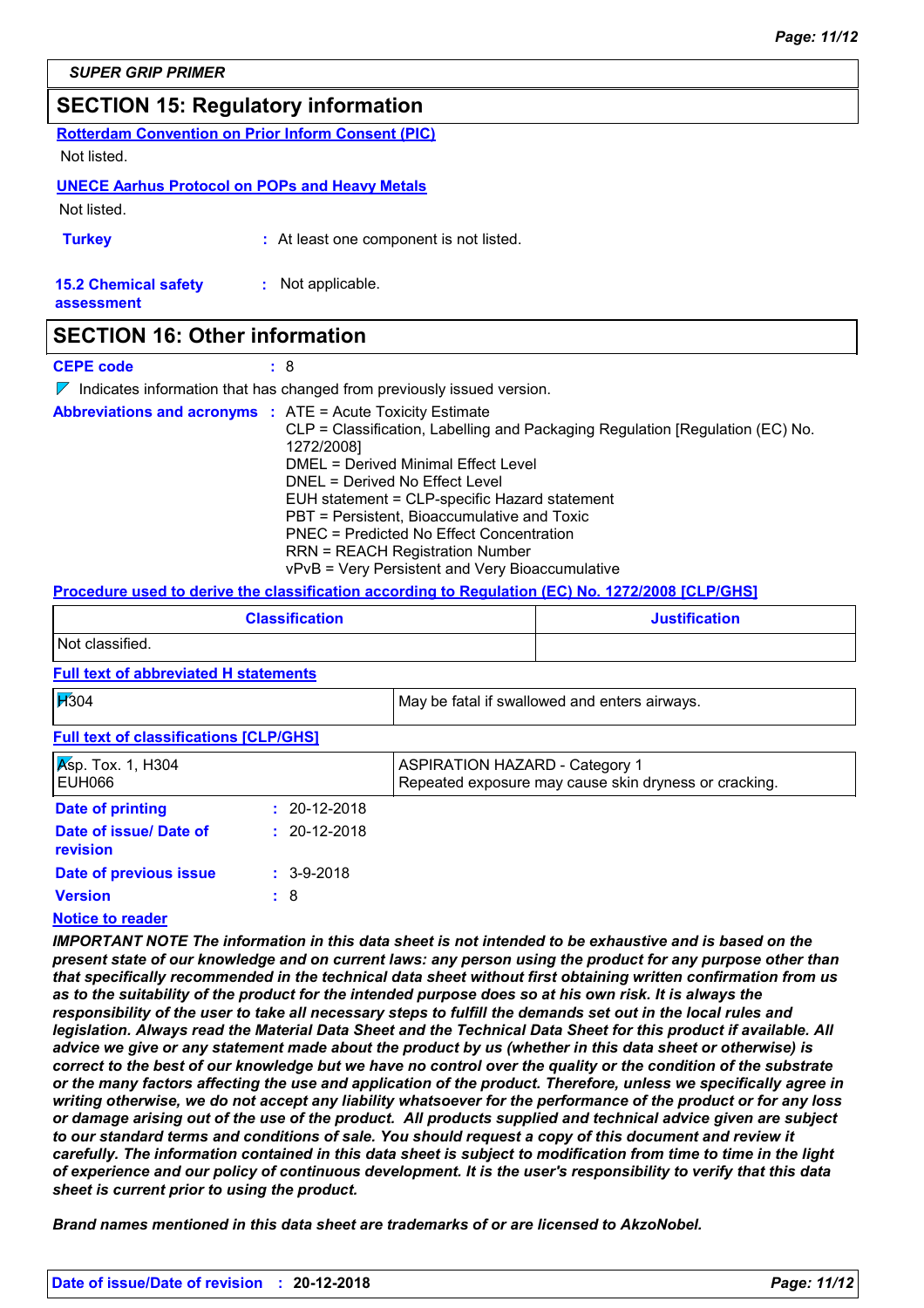**SUPER GRIP PRIMER**

## SECTION 15: Regulatory information

**Rotterdam Convention on Prior Inform Consent (PIC)**

Not listed.

**UNECE Aarhus Protocol on POPs and Heavy Metals**

Not listed.

**Turkey** : At least one component is not listed.

**15.2 Chemical safety assessment** : Not applicable.

## SECTION 16: Other information

**CEPE code** : 8

Indicates information that has changed from previously issued version.

**Abbreviations and acronyms** : ATE = Acute Toxicity Estimate
CLP = Classification, Labelling and Packaging Regulation [Regulation (EC) No. 1272/2008]
DMEL = Derived Minimal Effect Level
DNEL = Derived No Effect Level
EUH statement = CLP-specific Hazard statement
PBT = Persistent, Bioaccumulative and Toxic
PNEC = Predicted No Effect Concentration
RRN = REACH Registration Number
vPvB = Very Persistent and Very Bioaccumulative

**Procedure used to derive the classification according to Regulation (EC) No. 1272/2008 [CLP/GHS]**

| Classification | Justification |
|---|---|
| Not classified. | |

**Full text of abbreviated H statements**

| | |
|---|---|
| H304 | May be fatal if swallowed and enters airways. |

**Full text of classifications [CLP/GHS]**

| | |
|---|---|
| Asp. Tox. 1, H304<br>EUH066 | ASPIRATION HAZARD - Category 1<br>Repeated exposure may cause skin dryness or cracking. |

**Date of printing** : 20-12-2018

**Date of issue/ Date of revision** : 20-12-2018

**Date of previous issue** : 3-9-2018

**Version** : 8

**Notice to reader**

***IMPORTANT NOTE The information in this data sheet is not intended to be exhaustive and is based on the present state of our knowledge and on current laws: any person using the product for any purpose other than that specifically recommended in the technical data sheet without first obtaining written confirmation from us as to the suitability of the product for the intended purpose does so at his own risk. It is always the responsibility of the user to take all necessary steps to fulfill the demands set out in the local rules and legislation. Always read the Material Data Sheet and the Technical Data Sheet for this product if available. All advice we give or any statement made about the product by us (whether in this data sheet or otherwise) is correct to the best of our knowledge but we have no control over the quality or the condition of the substrate or the many factors affecting the use and application of the product. Therefore, unless we specifically agree in writing otherwise, we do not accept any liability whatsoever for the performance of the product or for any loss or damage arising out of the use of the product. All products supplied and technical advice given are subject to our standard terms and conditions of sale. You should request a copy of this document and review it carefully. The information contained in this data sheet is subject to modification from time to time in the light of experience and our policy of continuous development. It is the user's responsibility to verify that this data sheet is current prior to using the product.***

***Brand names mentioned in this data sheet are trademarks of or are licensed to AkzoNobel.***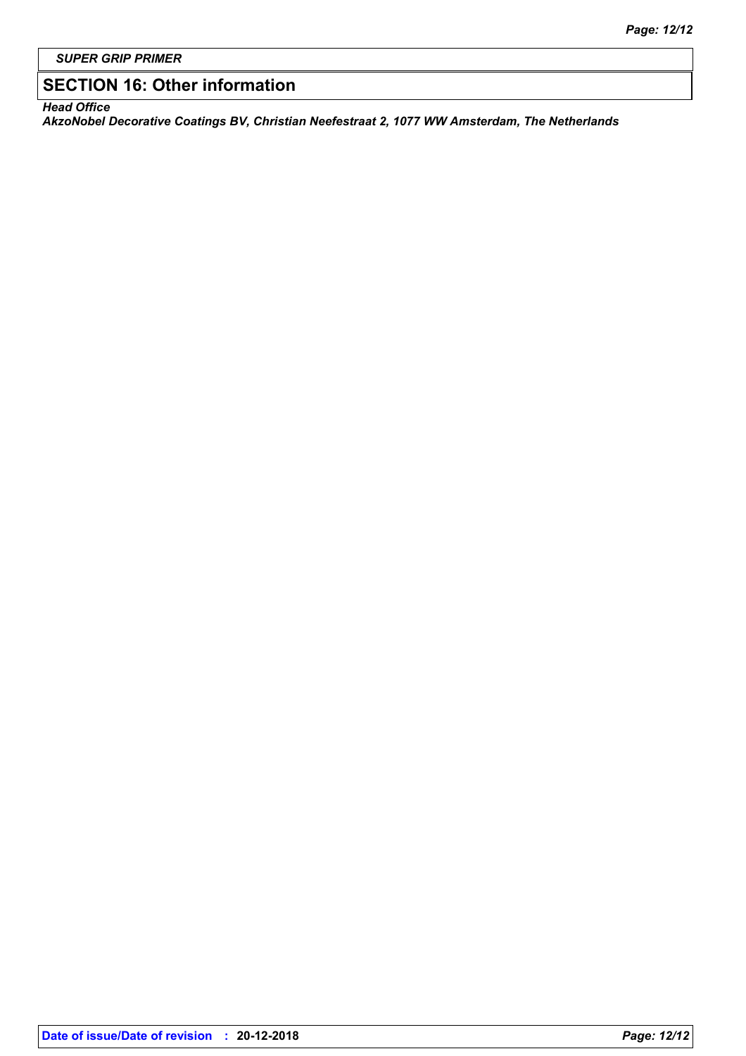## SECTION 16: Other information

***Head Office***

***AkzoNobel Decorative Coatings BV, Christian Neefestraat 2, 1077 WW Amsterdam, The Netherlands***